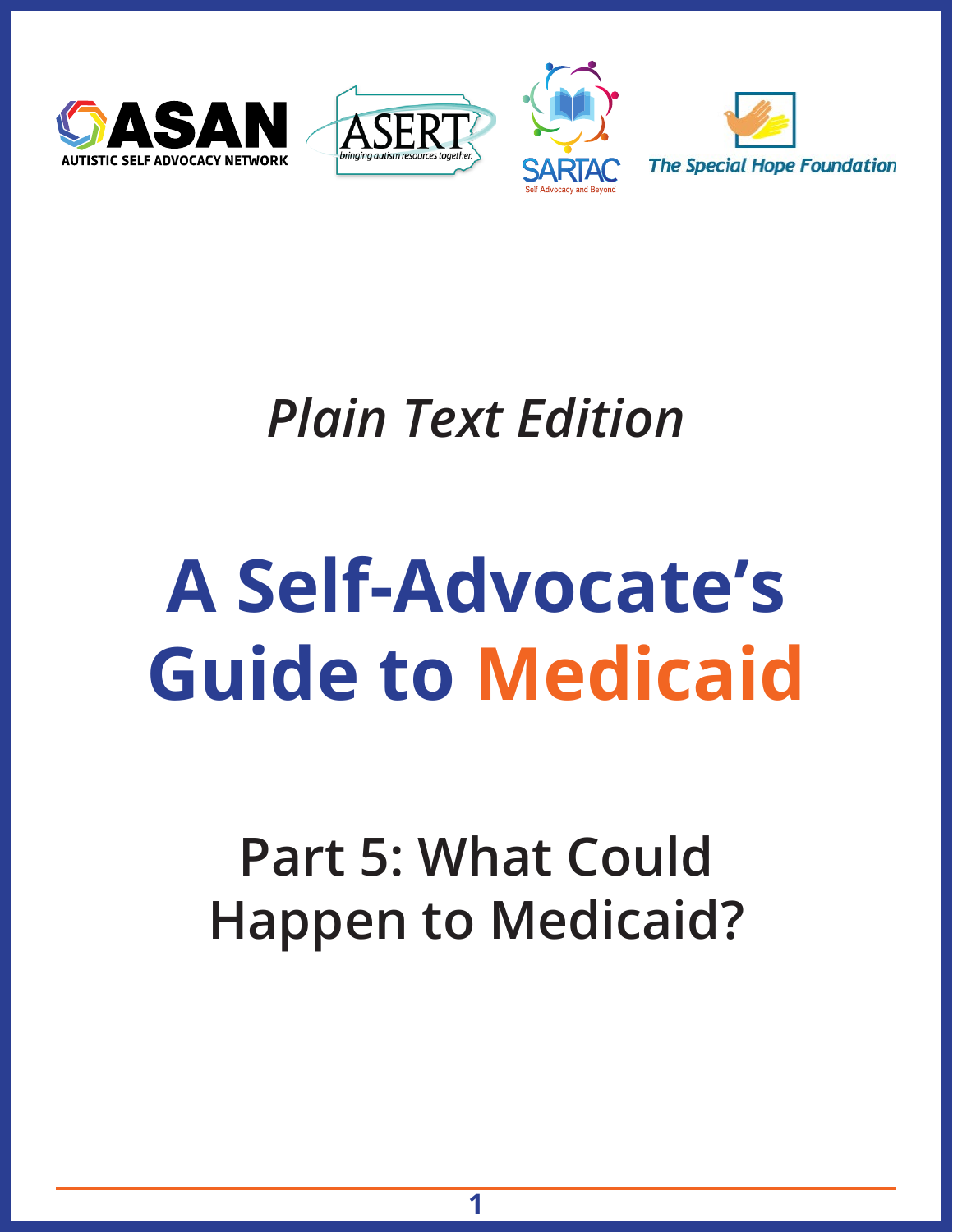ASAN
AUTISTIC SELF ADVOCACY NETWORK

ASERT
bringing autism resources together.

SARTAC
Self Advocacy and Beyond

The Special Hope Foundation

*Plain Text Edition*

# A Self-Advocate's Guide to Medicaid

## Part 5: What Could Happen to Medicaid?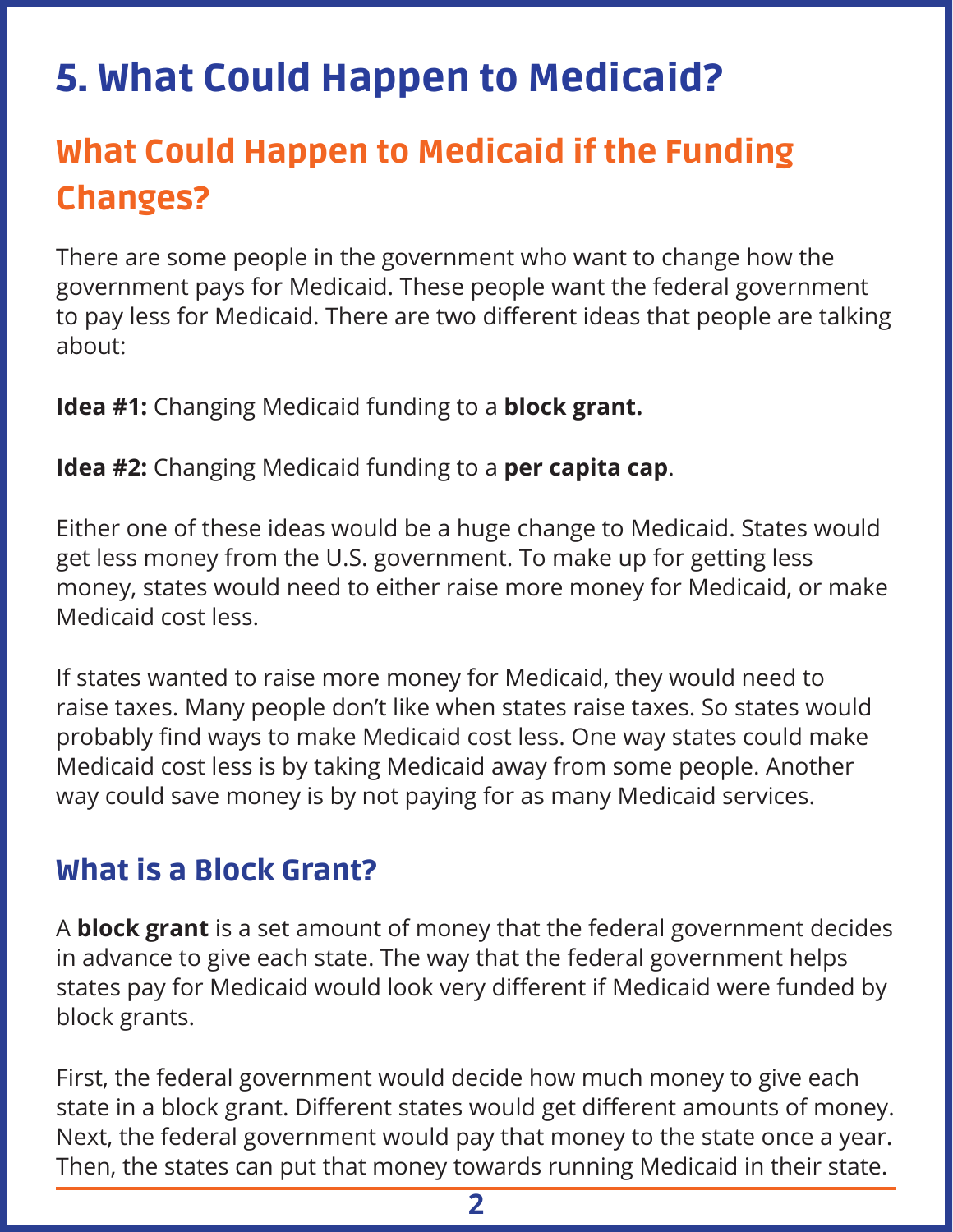# 5. What Could Happen to Medicaid?

## What Could Happen to Medicaid if the Funding Changes?

There are some people in the government who want to change how the government pays for Medicaid. These people want the federal government to pay less for Medicaid. There are two different ideas that people are talking about:

**Idea #1:** Changing Medicaid funding to a **block grant.**

**Idea #2:** Changing Medicaid funding to a **per capita cap**.

Either one of these ideas would be a huge change to Medicaid. States would get less money from the U.S. government. To make up for getting less money, states would need to either raise more money for Medicaid, or make Medicaid cost less.

If states wanted to raise more money for Medicaid, they would need to raise taxes. Many people don't like when states raise taxes. So states would probably find ways to make Medicaid cost less. One way states could make Medicaid cost less is by taking Medicaid away from some people. Another way could save money is by not paying for as many Medicaid services.

### What is a Block Grant?

A **block grant** is a set amount of money that the federal government decides in advance to give each state. The way that the federal government helps states pay for Medicaid would look very different if Medicaid were funded by block grants.

First, the federal government would decide how much money to give each state in a block grant. Different states would get different amounts of money. Next, the federal government would pay that money to the state once a year. Then, the states can put that money towards running Medicaid in their state.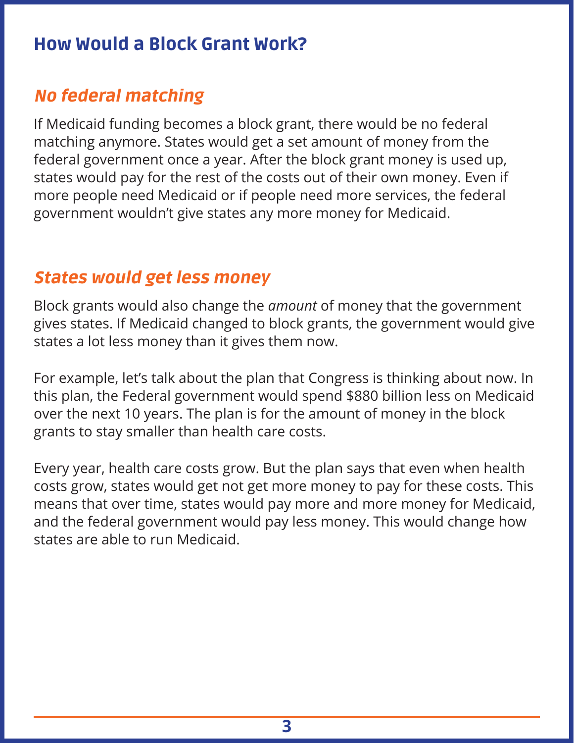## How Would a Block Grant Work?

### *No federal matching*

If Medicaid funding becomes a block grant, there would be no federal matching anymore. States would get a set amount of money from the federal government once a year. After the block grant money is used up, states would pay for the rest of the costs out of their own money. Even if more people need Medicaid or if people need more services, the federal government wouldn't give states any more money for Medicaid.

### *States would get less money*

Block grants would also change the *amount* of money that the government gives states. If Medicaid changed to block grants, the government would give states a lot less money than it gives them now.

For example, let's talk about the plan that Congress is thinking about now. In this plan, the Federal government would spend $880 billion less on Medicaid over the next 10 years. The plan is for the amount of money in the block grants to stay smaller than health care costs.

Every year, health care costs grow. But the plan says that even when health costs grow, states would get not get more money to pay for these costs. This means that over time, states would pay more and more money for Medicaid, and the federal government would pay less money. This would change how states are able to run Medicaid.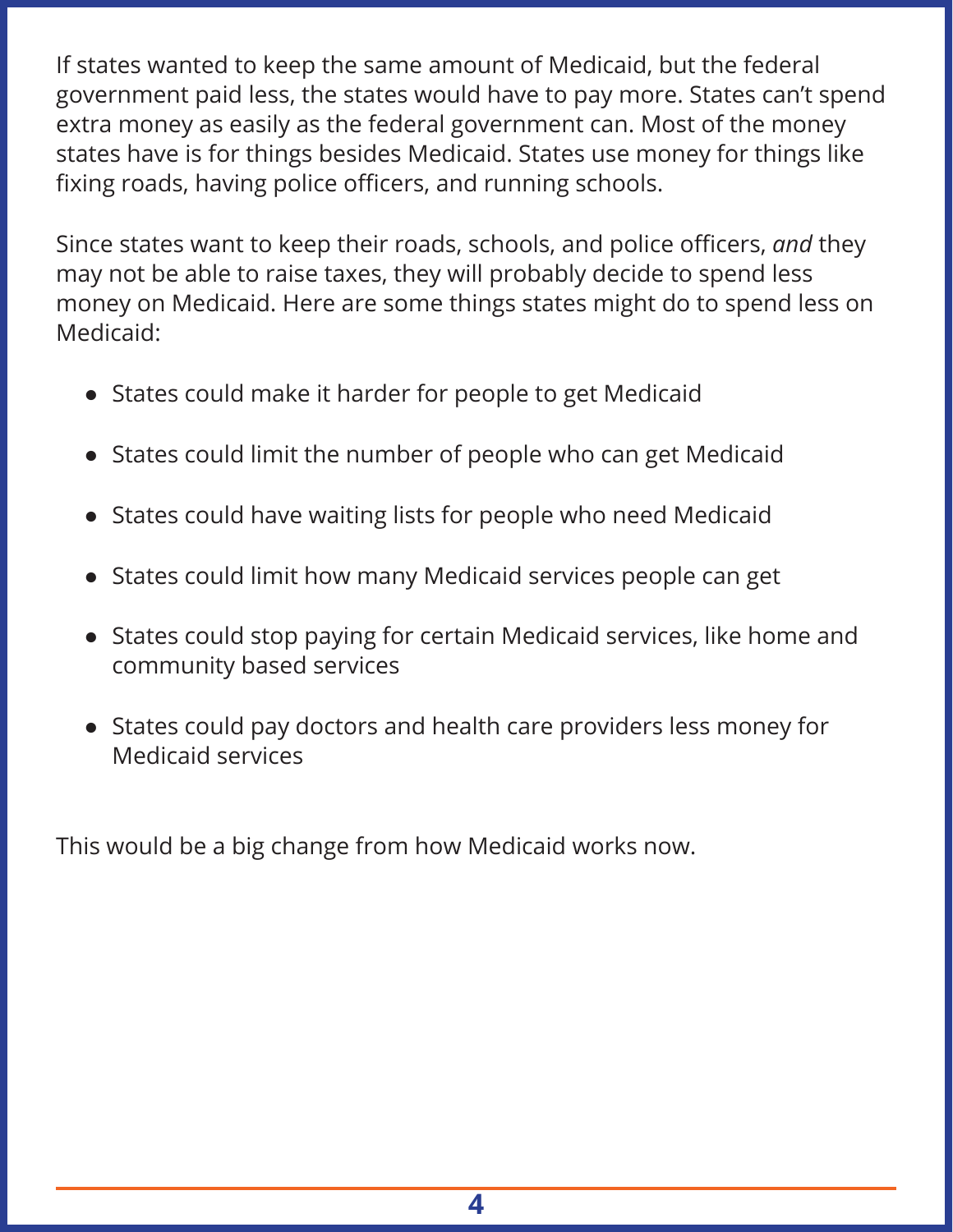If states wanted to keep the same amount of Medicaid, but the federal government paid less, the states would have to pay more. States can't spend extra money as easily as the federal government can. Most of the money states have is for things besides Medicaid. States use money for things like fixing roads, having police officers, and running schools.

Since states want to keep their roads, schools, and police officers, *and* they may not be able to raise taxes, they will probably decide to spend less money on Medicaid. Here are some things states might do to spend less on Medicaid:

- States could make it harder for people to get Medicaid
- States could limit the number of people who can get Medicaid
- States could have waiting lists for people who need Medicaid
- States could limit how many Medicaid services people can get
- States could stop paying for certain Medicaid services, like home and community based services
- States could pay doctors and health care providers less money for Medicaid services

This would be a big change from how Medicaid works now.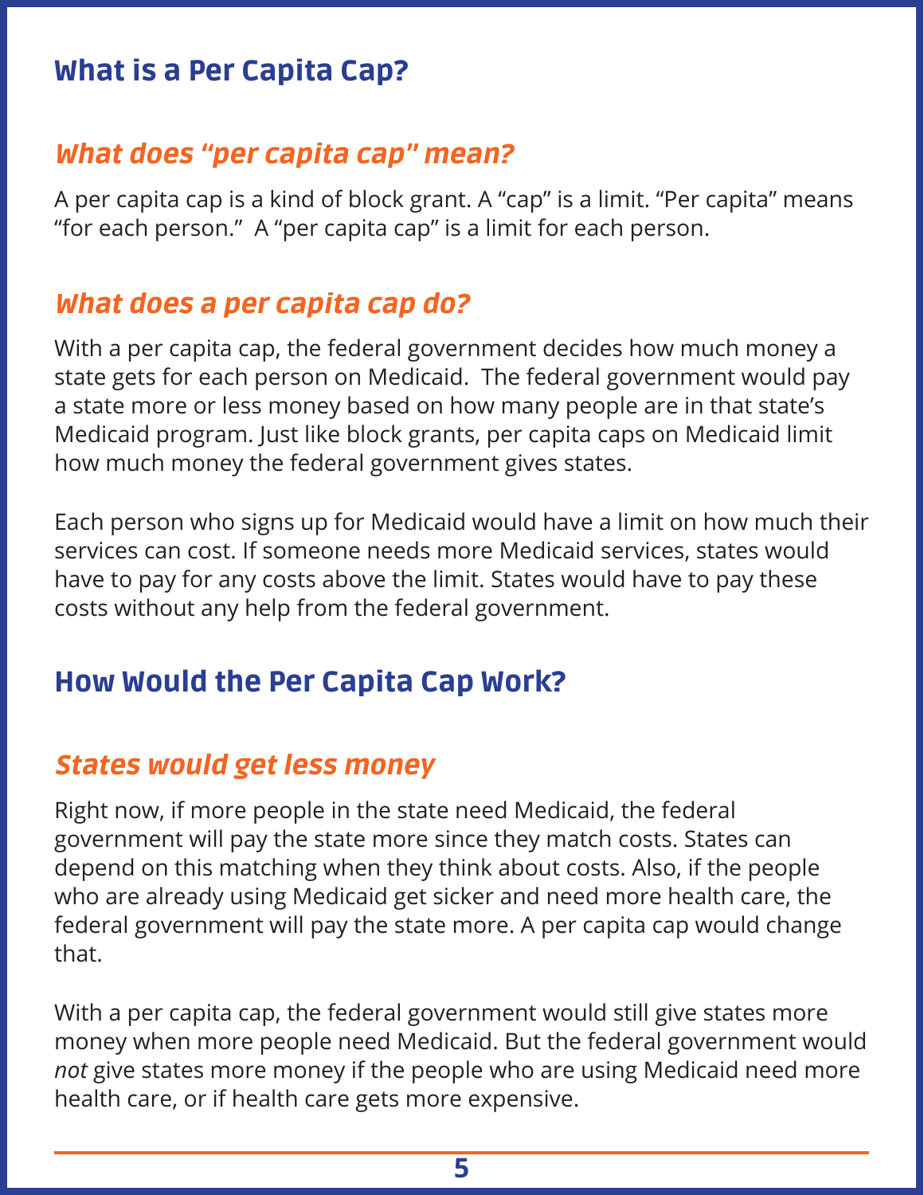## What is a Per Capita Cap?

### *What does "per capita cap" mean?*

A per capita cap is a kind of block grant. A "cap" is a limit. "Per capita" means "for each person." A "per capita cap" is a limit for each person.

### *What does a per capita cap do?*

With a per capita cap, the federal government decides how much money a state gets for each person on Medicaid. The federal government would pay a state more or less money based on how many people are in that state's Medicaid program. Just like block grants, per capita caps on Medicaid limit how much money the federal government gives states.

Each person who signs up for Medicaid would have a limit on how much their services can cost. If someone needs more Medicaid services, states would have to pay for any costs above the limit. States would have to pay these costs without any help from the federal government.

## How Would the Per Capita Cap Work?

### *States would get less money*

Right now, if more people in the state need Medicaid, the federal government will pay the state more since they match costs. States can depend on this matching when they think about costs. Also, if the people who are already using Medicaid get sicker and need more health care, the federal government will pay the state more. A per capita cap would change that.

With a per capita cap, the federal government would still give states more money when more people need Medicaid. But the federal government would *not* give states more money if the people who are using Medicaid need more health care, or if health care gets more expensive.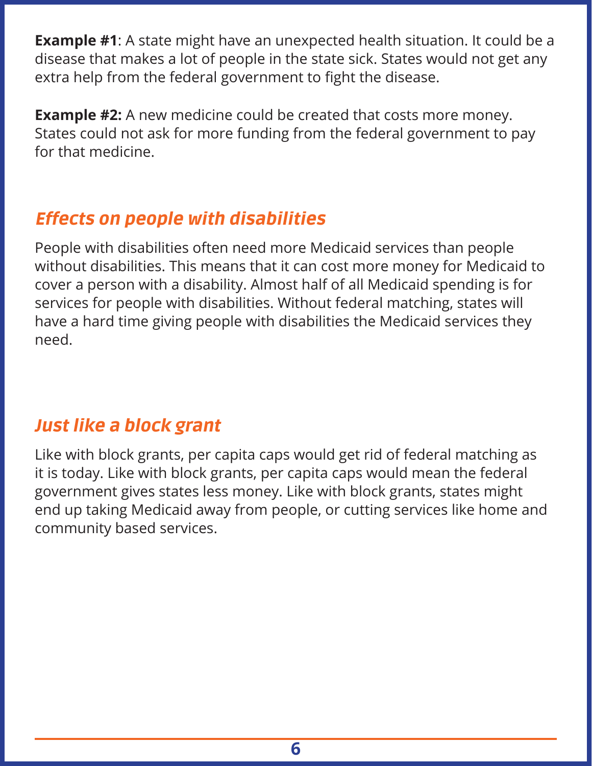**Example #1**: A state might have an unexpected health situation. It could be a disease that makes a lot of people in the state sick. States would not get any extra help from the federal government to fight the disease.

**Example #2:** A new medicine could be created that costs more money. States could not ask for more funding from the federal government to pay for that medicine.

## *Effects on people with disabilities*

People with disabilities often need more Medicaid services than people without disabilities. This means that it can cost more money for Medicaid to cover a person with a disability. Almost half of all Medicaid spending is for services for people with disabilities. Without federal matching, states will have a hard time giving people with disabilities the Medicaid services they need.

## *Just like a block grant*

Like with block grants, per capita caps would get rid of federal matching as it is today. Like with block grants, per capita caps would mean the federal government gives states less money. Like with block grants, states might end up taking Medicaid away from people, or cutting services like home and community based services.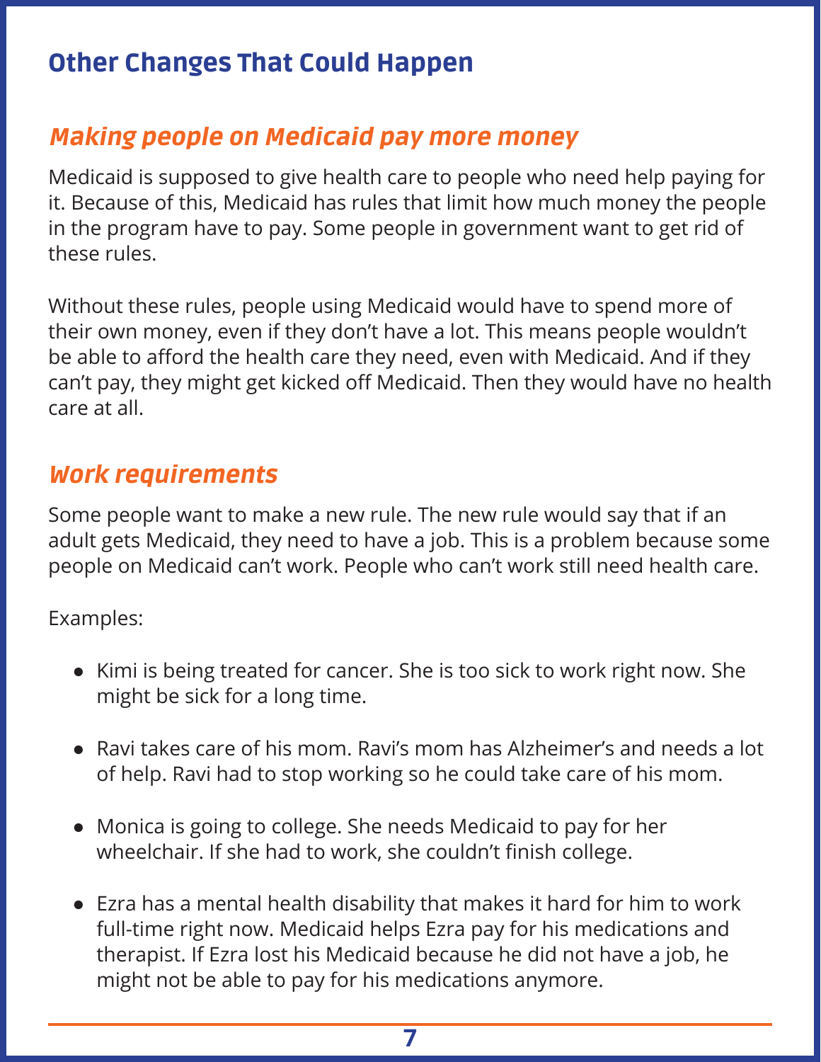## Other Changes That Could Happen

### *Making people on Medicaid pay more money*

Medicaid is supposed to give health care to people who need help paying for it. Because of this, Medicaid has rules that limit how much money the people in the program have to pay. Some people in government want to get rid of these rules.

Without these rules, people using Medicaid would have to spend more of their own money, even if they don't have a lot. This means people wouldn't be able to afford the health care they need, even with Medicaid. And if they can't pay, they might get kicked off Medicaid. Then they would have no health care at all.

### *Work requirements*

Some people want to make a new rule. The new rule would say that if an adult gets Medicaid, they need to have a job. This is a problem because some people on Medicaid can't work. People who can't work still need health care.

Examples:

- Kimi is being treated for cancer. She is too sick to work right now. She might be sick for a long time.
- Ravi takes care of his mom. Ravi's mom has Alzheimer's and needs a lot of help. Ravi had to stop working so he could take care of his mom.
- Monica is going to college. She needs Medicaid to pay for her wheelchair. If she had to work, she couldn't finish college.
- Ezra has a mental health disability that makes it hard for him to work full-time right now. Medicaid helps Ezra pay for his medications and therapist. If Ezra lost his Medicaid because he did not have a job, he might not be able to pay for his medications anymore.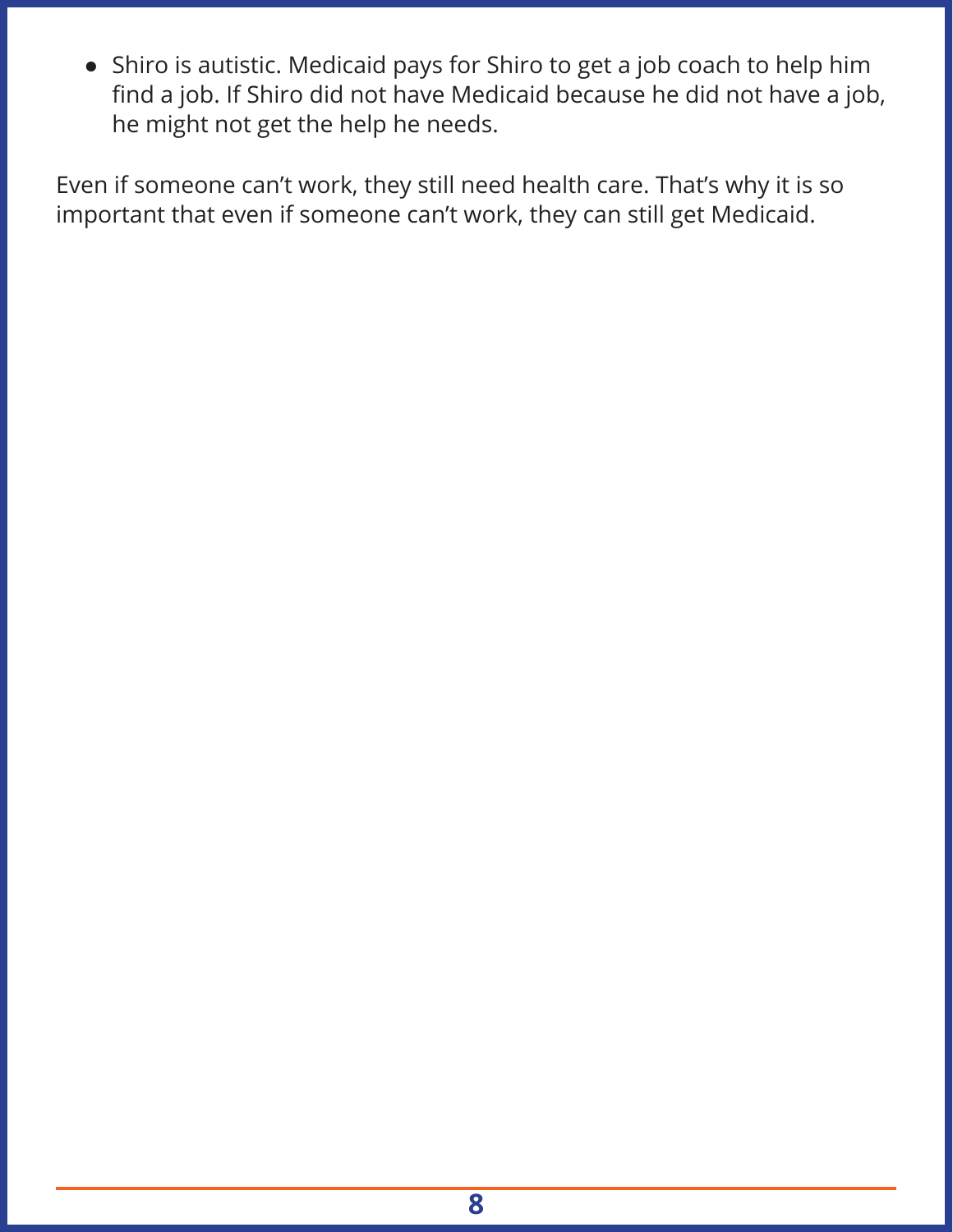- Shiro is autistic. Medicaid pays for Shiro to get a job coach to help him find a job. If Shiro did not have Medicaid because he did not have a job, he might not get the help he needs.

Even if someone can't work, they still need health care. That's why it is so important that even if someone can't work, they can still get Medicaid.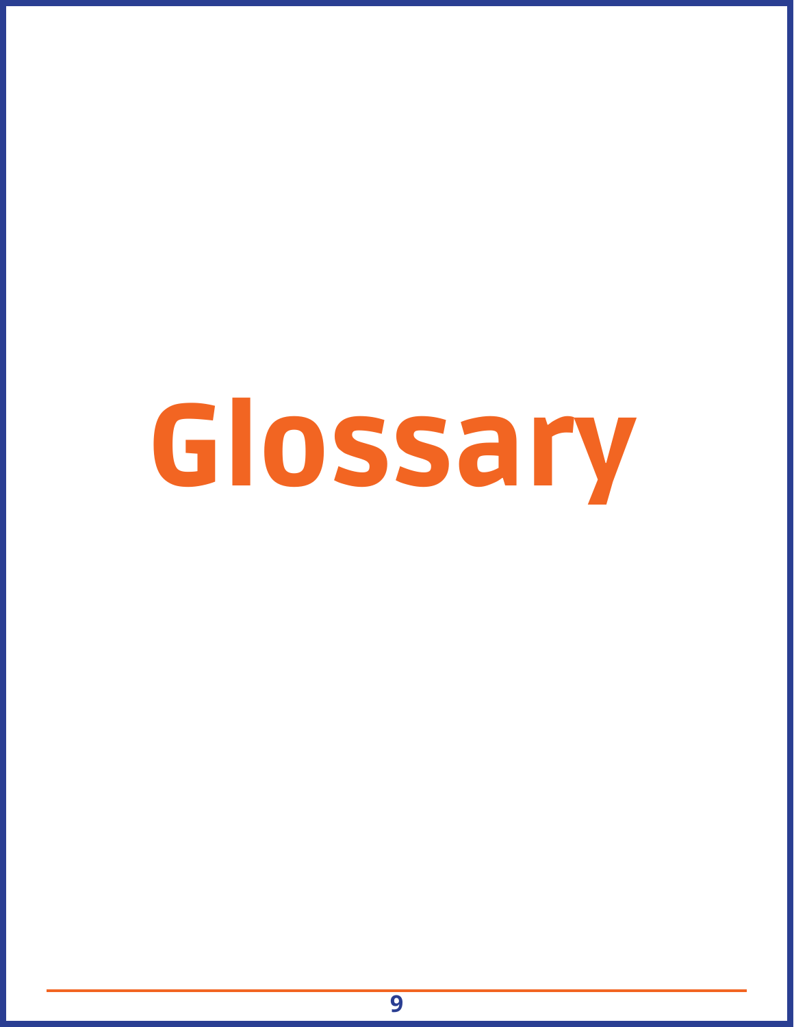# Glossary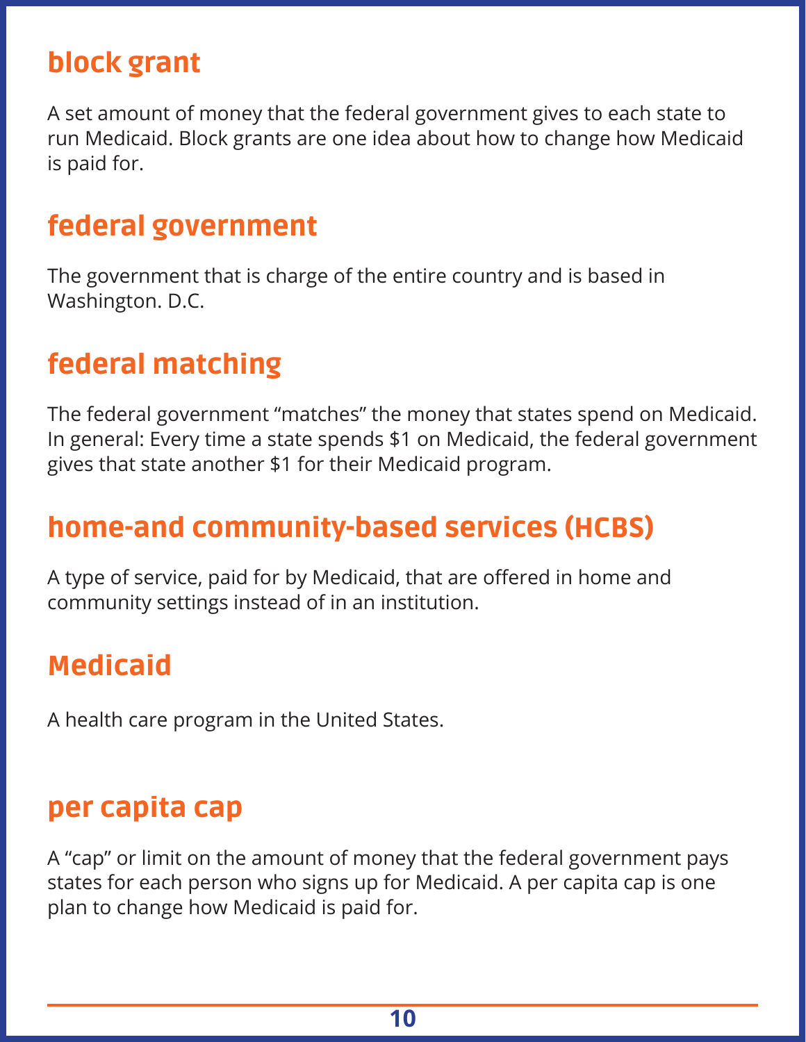## block grant

A set amount of money that the federal government gives to each state to run Medicaid. Block grants are one idea about how to change how Medicaid is paid for.

## federal government

The government that is charge of the entire country and is based in Washington. D.C.

## federal matching

The federal government "matches" the money that states spend on Medicaid. In general: Every time a state spends $1 on Medicaid, the federal government gives that state another $1 for their Medicaid program.

## home-and community-based services (HCBS)

A type of service, paid for by Medicaid, that are offered in home and community settings instead of in an institution.

## Medicaid

A health care program in the United States.

## per capita cap

A "cap" or limit on the amount of money that the federal government pays states for each person who signs up for Medicaid. A per capita cap is one plan to change how Medicaid is paid for.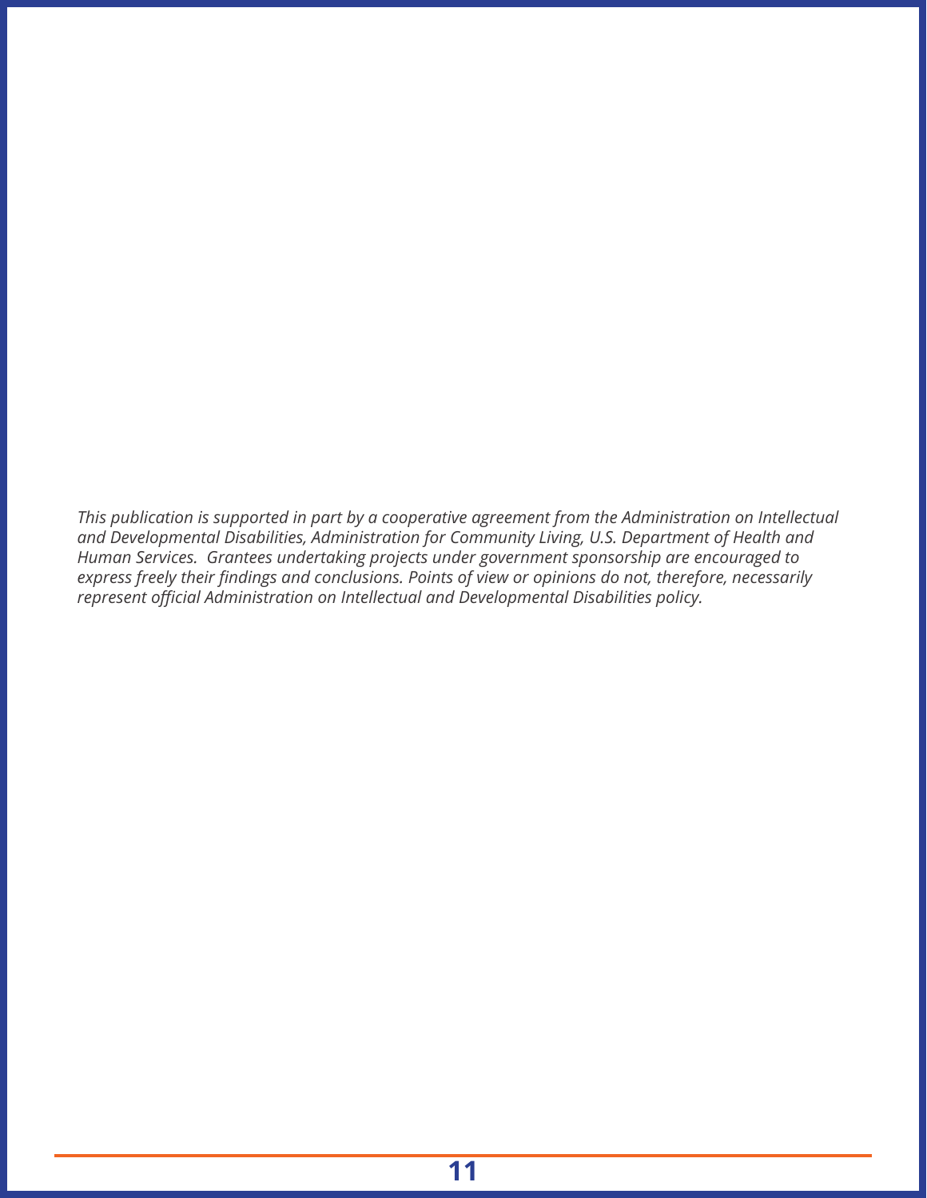*This publication is supported in part by a cooperative agreement from the Administration on Intellectual and Developmental Disabilities, Administration for Community Living, U.S. Department of Health and Human Services.  Grantees undertaking projects under government sponsorship are encouraged to express freely their findings and conclusions. Points of view or opinions do not, therefore, necessarily represent official Administration on Intellectual and Developmental Disabilities policy.*